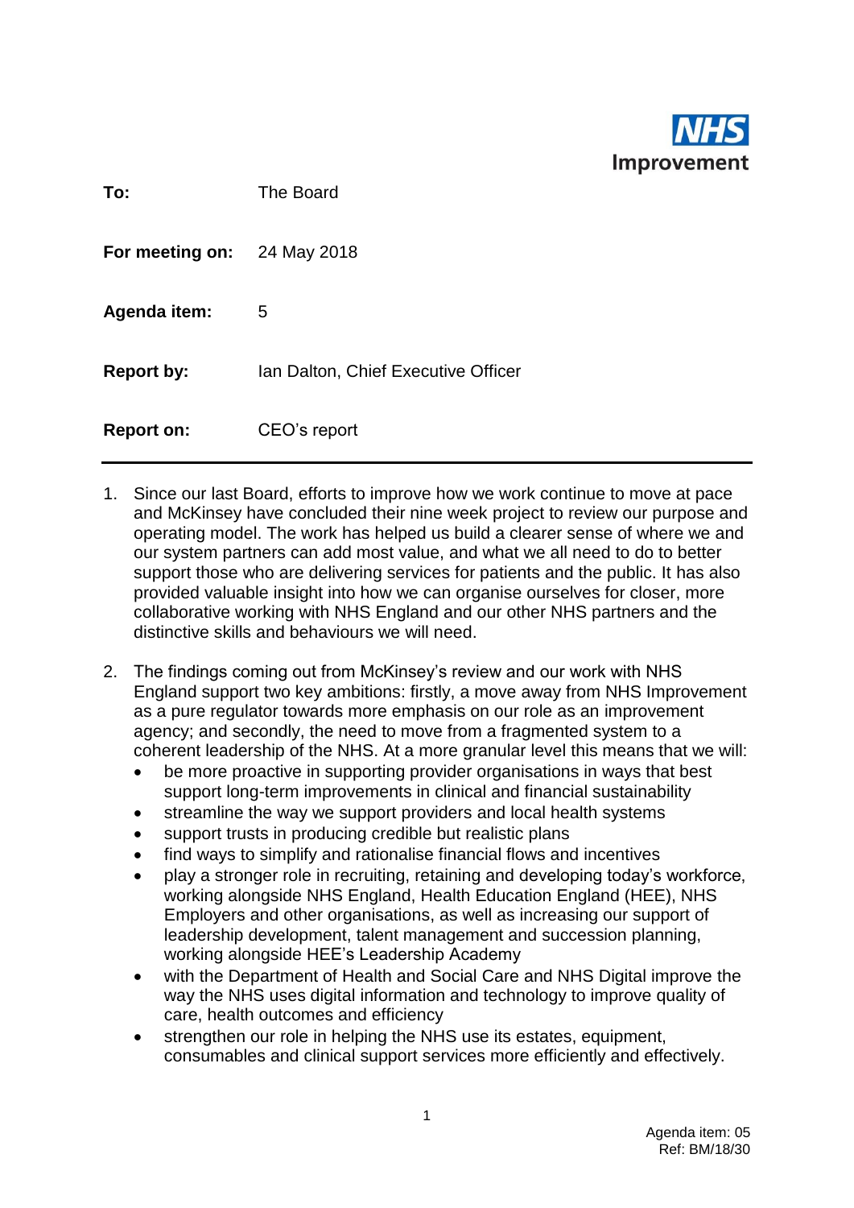**NHS Improvement**

| | |
|---|---|
| **To:** | The Board |
| **For meeting on:** | 24 May 2018 |
| **Agenda item:** | 5 |
| **Report by:** | Ian Dalton, Chief Executive Officer |
| **Report on:** | CEO's report |

---

1. Since our last Board, efforts to improve how we work continue to move at pace and McKinsey have concluded their nine week project to review our purpose and operating model. The work has helped us build a clearer sense of where we and our system partners can add most value, and what we all need to do to better support those who are delivering services for patients and the public. It has also provided valuable insight into how we can organise ourselves for closer, more collaborative working with NHS England and our other NHS partners and the distinctive skills and behaviours we will need.

2. The findings coming out from McKinsey's review and our work with NHS England support two key ambitions: firstly, a move away from NHS Improvement as a pure regulator towards more emphasis on our role as an improvement agency; and secondly, the need to move from a fragmented system to a coherent leadership of the NHS. At a more granular level this means that we will:
   - be more proactive in supporting provider organisations in ways that best support long-term improvements in clinical and financial sustainability
   - streamline the way we support providers and local health systems
   - support trusts in producing credible but realistic plans
   - find ways to simplify and rationalise financial flows and incentives
   - play a stronger role in recruiting, retaining and developing today's workforce, working alongside NHS England, Health Education England (HEE), NHS Employers and other organisations, as well as increasing our support of leadership development, talent management and succession planning, working alongside HEE's Leadership Academy
   - with the Department of Health and Social Care and NHS Digital improve the way the NHS uses digital information and technology to improve quality of care, health outcomes and efficiency
   - strengthen our role in helping the NHS use its estates, equipment, consumables and clinical support services more efficiently and effectively.

Agenda item: 05
Ref: BM/18/30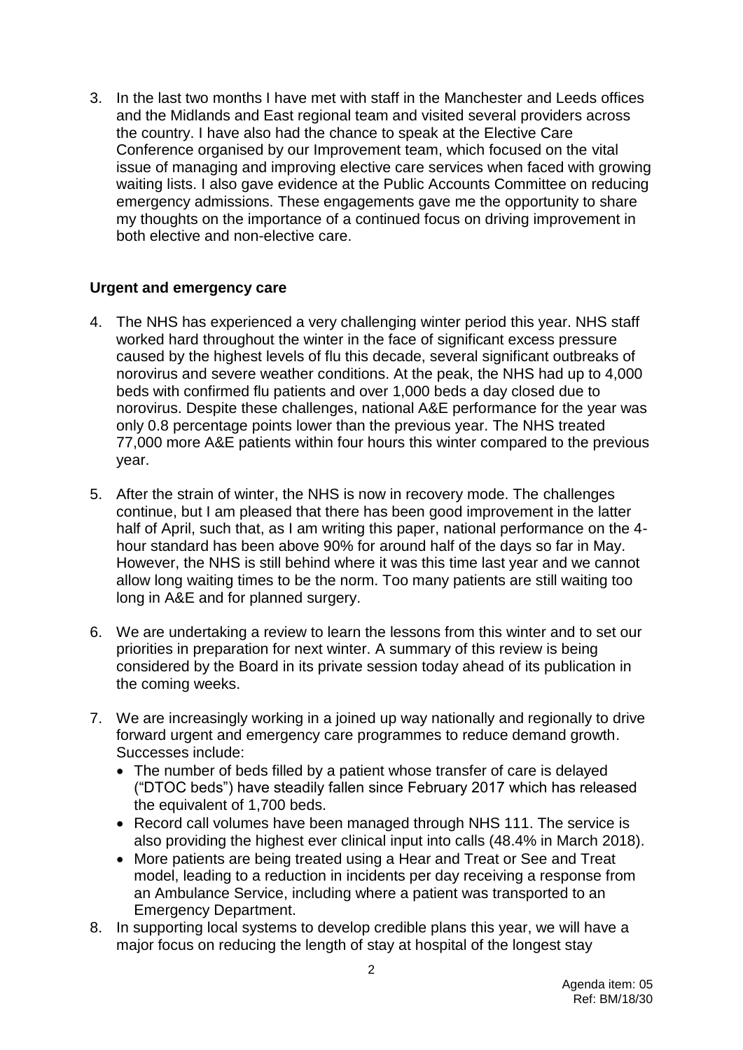3. In the last two months I have met with staff in the Manchester and Leeds offices and the Midlands and East regional team and visited several providers across the country. I have also had the chance to speak at the Elective Care Conference organised by our Improvement team, which focused on the vital issue of managing and improving elective care services when faced with growing waiting lists. I also gave evidence at the Public Accounts Committee on reducing emergency admissions. These engagements gave me the opportunity to share my thoughts on the importance of a continued focus on driving improvement in both elective and non-elective care.

**Urgent and emergency care**

4. The NHS has experienced a very challenging winter period this year. NHS staff worked hard throughout the winter in the face of significant excess pressure caused by the highest levels of flu this decade, several significant outbreaks of norovirus and severe weather conditions. At the peak, the NHS had up to 4,000 beds with confirmed flu patients and over 1,000 beds a day closed due to norovirus. Despite these challenges, national A&E performance for the year was only 0.8 percentage points lower than the previous year. The NHS treated 77,000 more A&E patients within four hours this winter compared to the previous year.

5. After the strain of winter, the NHS is now in recovery mode. The challenges continue, but I am pleased that there has been good improvement in the latter half of April, such that, as I am writing this paper, national performance on the 4-hour standard has been above 90% for around half of the days so far in May. However, the NHS is still behind where it was this time last year and we cannot allow long waiting times to be the norm. Too many patients are still waiting too long in A&E and for planned surgery.

6. We are undertaking a review to learn the lessons from this winter and to set our priorities in preparation for next winter. A summary of this review is being considered by the Board in its private session today ahead of its publication in the coming weeks.

7. We are increasingly working in a joined up way nationally and regionally to drive forward urgent and emergency care programmes to reduce demand growth. Successes include:
   - The number of beds filled by a patient whose transfer of care is delayed ("DTOC beds") have steadily fallen since February 2017 which has released the equivalent of 1,700 beds.
   - Record call volumes have been managed through NHS 111. The service is also providing the highest ever clinical input into calls (48.4% in March 2018).
   - More patients are being treated using a Hear and Treat or See and Treat model, leading to a reduction in incidents per day receiving a response from an Ambulance Service, including where a patient was transported to an Emergency Department.

8. In supporting local systems to develop credible plans this year, we will have a major focus on reducing the length of stay at hospital of the longest stay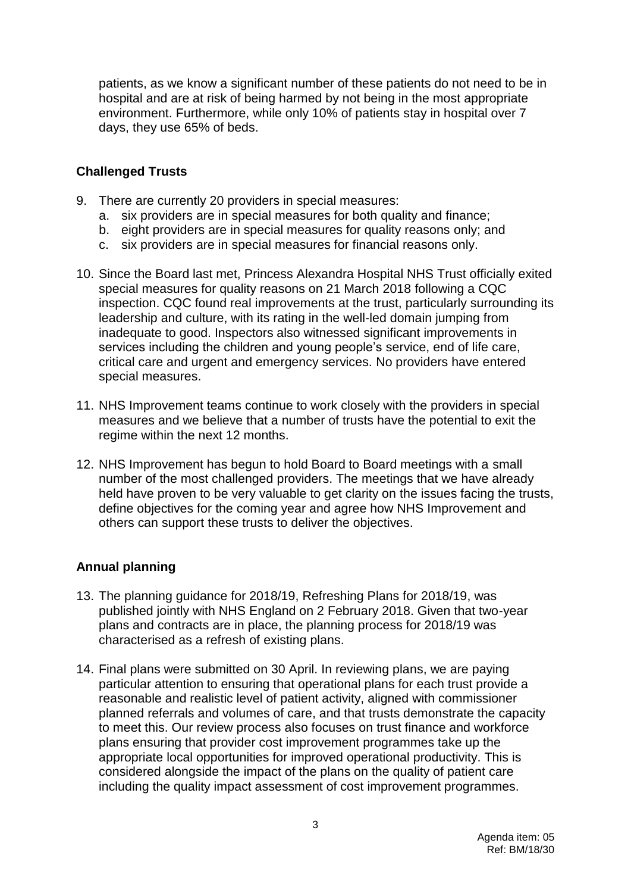patients, as we know a significant number of these patients do not need to be in hospital and are at risk of being harmed by not being in the most appropriate environment. Furthermore, while only 10% of patients stay in hospital over 7 days, they use 65% of beds.

## Challenged Trusts

9. There are currently 20 providers in special measures:
   a. six providers are in special measures for both quality and finance;
   b. eight providers are in special measures for quality reasons only; and
   c. six providers are in special measures for financial reasons only.

10. Since the Board last met, Princess Alexandra Hospital NHS Trust officially exited special measures for quality reasons on 21 March 2018 following a CQC inspection. CQC found real improvements at the trust, particularly surrounding its leadership and culture, with its rating in the well-led domain jumping from inadequate to good. Inspectors also witnessed significant improvements in services including the children and young people's service, end of life care, critical care and urgent and emergency services. No providers have entered special measures.

11. NHS Improvement teams continue to work closely with the providers in special measures and we believe that a number of trusts have the potential to exit the regime within the next 12 months.

12. NHS Improvement has begun to hold Board to Board meetings with a small number of the most challenged providers. The meetings that we have already held have proven to be very valuable to get clarity on the issues facing the trusts, define objectives for the coming year and agree how NHS Improvement and others can support these trusts to deliver the objectives.

## Annual planning

13. The planning guidance for 2018/19, Refreshing Plans for 2018/19, was published jointly with NHS England on 2 February 2018. Given that two-year plans and contracts are in place, the planning process for 2018/19 was characterised as a refresh of existing plans.

14. Final plans were submitted on 30 April. In reviewing plans, we are paying particular attention to ensuring that operational plans for each trust provide a reasonable and realistic level of patient activity, aligned with commissioner planned referrals and volumes of care, and that trusts demonstrate the capacity to meet this. Our review process also focuses on trust finance and workforce plans ensuring that provider cost improvement programmes take up the appropriate local opportunities for improved operational productivity. This is considered alongside the impact of the plans on the quality of patient care including the quality impact assessment of cost improvement programmes.